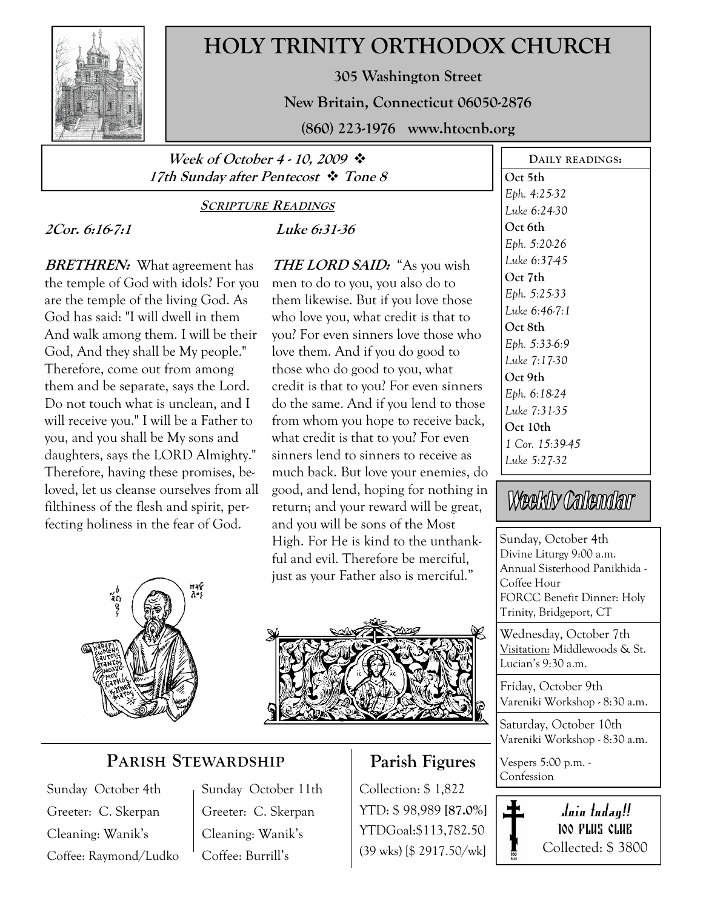# HOLY TRINITY ORTHODOX CHURCH

**305 Washington Street**

**New Britain, Connecticut 06050-2876**

**(860) 223-1976 www.htocnb.org**

***Week of October 4 - 10, 2009 ❖***
***17th Sunday after Pentecost ❖ Tone 8***

## SCRIPTURE READINGS

***2Cor. 6:16-7:1***

***BRETHREN:*** What agreement has the temple of God with idols? For you are the temple of the living God. As God has said: "I will dwell in them And walk among them. I will be their God, And they shall be My people." Therefore, come out from among them and be separate, says the Lord. Do not touch what is unclean, and I will receive you." I will be a Father to you, and you shall be My sons and daughters, says the LORD Almighty." Therefore, having these promises, beloved, let us cleanse ourselves from all filthiness of the flesh and spirit, perfecting holiness in the fear of God.

***Luke 6:31-36***

***THE LORD SAID:*** "As you wish men to do to you, you also do to them likewise. But if you love those who love you, what credit is that to you? For even sinners love those who love them. And if you do good to those who do good to you, what credit is that to you? For even sinners do the same. And if you lend to those from whom you hope to receive back, what credit is that to you? For even sinners lend to sinners to receive as much back. But love your enemies, do good, and lend, hoping for nothing in return; and your reward will be great, and you will be sons of the Most High. For He is kind to the unthankful and evil. Therefore be merciful, just as your Father also is merciful."

## DAILY READINGS:

**Oct 5th**
*Eph. 4:25-32*
*Luke 6:24-30*

**Oct 6th**
*Eph. 5:20-26*
*Luke 6:37-45*

**Oct 7th**
*Eph. 5:25-33*
*Luke 6:46-7:1*

**Oct 8th**
*Eph. 5:33-6:9*
*Luke 7:17-30*

**Oct 9th**
*Eph. 6:18-24*
*Luke 7:31-35*

**Oct 10th**
*1 Cor. 15:39-45*
*Luke 5:27-32*

## Weekly Calendar

Sunday, October 4th
Divine Liturgy 9:00 a.m.
Annual Sisterhood Panikhida - Coffee Hour
FORCC Benefit Dinner: Holy Trinity, Bridgeport, CT

Wednesday, October 7th
Visitation: Middlewoods & St. Lucian's 9:30 a.m.

Friday, October 9th
Vareniki Workshop - 8:30 a.m.

Saturday, October 10th
Vareniki Workshop - 8:30 a.m.

Vespers 5:00 p.m. - Confession

## PARISH STEWARDSHIP

| Sunday October 4th | Sunday October 11th |
|---|---|
| Greeter: C. Skerpan | Greeter: C. Skerpan |
| Cleaning: Wanik's | Cleaning: Wanik's |
| Coffee: Raymond/Ludko | Coffee: Burrill's |

## Parish Figures

Collection: $ 1,822
YTD: $ 98,989 [87.0%]
YTDGoal:$113,782.50
(39 wks) [$ 2917.50/wk]

**Join today!!**
**100 PLUS CLUB**
Collected: $ 3800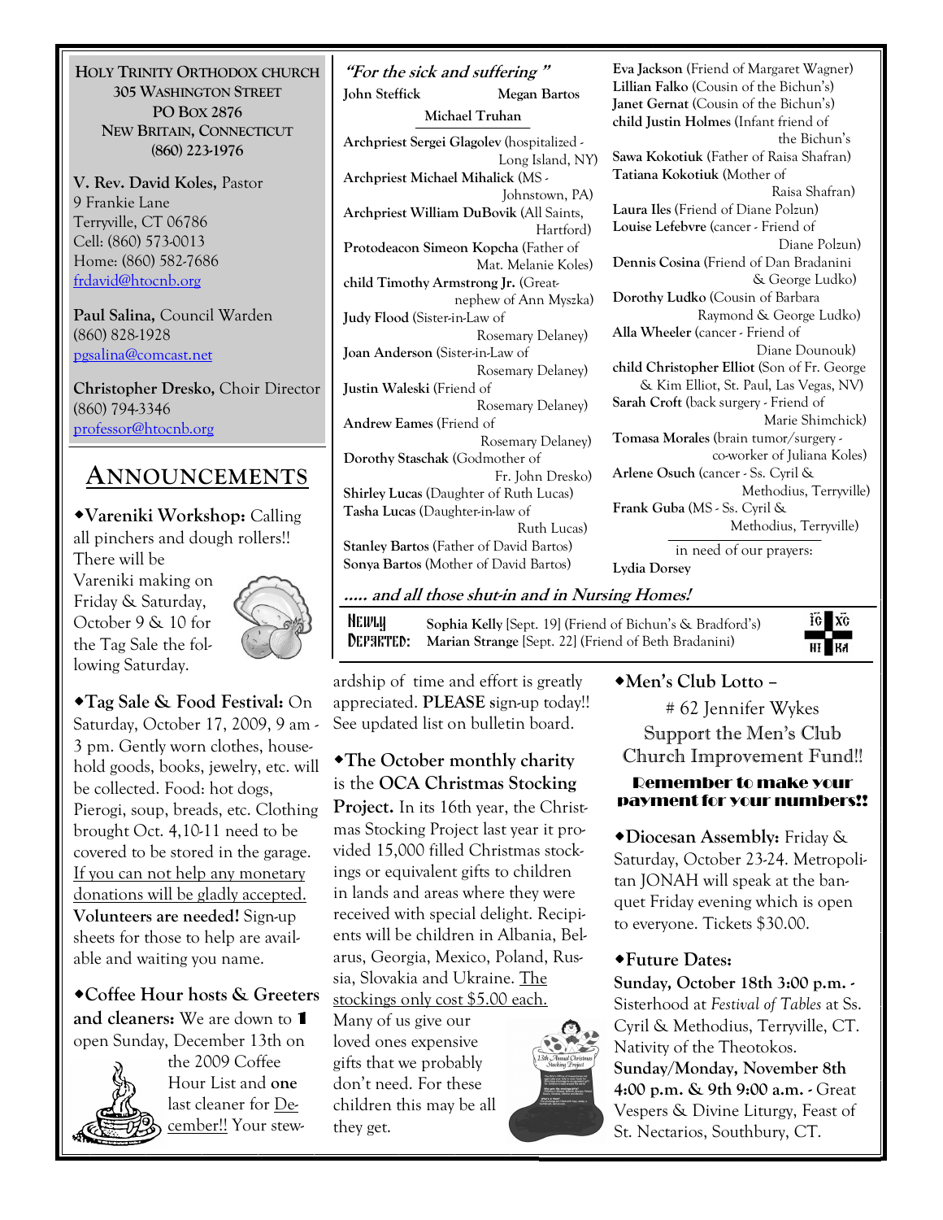**HOLY TRINITY ORTHODOX CHURCH**
**305 WASHINGTON STREET**
**PO BOX 2876**
**NEW BRITAIN, CONNECTICUT**
**(860) 223-1976**

**V. Rev. David Koles,** Pastor
9 Frankie Lane
Terryville, CT 06786
Cell: (860) 573-0013
Home: (860) 582-7686
frdavid@htocnb.org

**Paul Salina,** Council Warden
(860) 828-1928
pgsalina@comcast.net

**Christopher Dresko,** Choir Director
(860) 794-3346
professor@htocnb.org

## ANNOUNCEMENTS

◆**Vareniki Workshop:** Calling all pinchers and dough rollers!! There will be Vareniki making on Friday & Saturday, October 9 & 10 for the Tag Sale the following Saturday.

◆**Tag Sale & Food Festival:** On Saturday, October 17, 2009, 9 am - 3 pm. Gently worn clothes, household goods, books, jewelry, etc. will be collected. Food: hot dogs, Pierogi, soup, breads, etc. Clothing brought Oct. 4,10-11 need to be covered to be stored in the garage. If you can not help any monetary donations will be gladly accepted. **Volunteers are needed!** Sign-up sheets for those to help are available and waiting you name.

◆**Coffee Hour hosts & Greeters and cleaners:** We are down to **1** open Sunday, December 13th on the 2009 Coffee Hour List and **one** last cleaner for December!! Your stewardship of time and effort is greatly appreciated. **PLEASE** sign-up today!! See updated list on bulletin board.

◆**The October monthly charity** is the **OCA Christmas Stocking Project.** In its 16th year, the Christmas Stocking Project last year it provided 15,000 filled Christmas stockings or equivalent gifts to children in lands and areas where they were received with special delight. Recipients will be children in Albania, Belarus, Georgia, Mexico, Poland, Russia, Slovakia and Ukraine. The stockings only cost $5.00 each. Many of us give our loved ones expensive gifts that we probably don't need. For these children this may be all they get.

### *"For the sick and suffering"*

**John Steffick**
**Megan Bartos**
**Michael Truhan**

**Archpriest Sergei Glagolev** (hospitalized - Long Island, NY)
**Archpriest Michael Mihalick** (MS - Johnstown, PA)
**Archpriest William DuBovik** (All Saints, Hartford)
**Protodeacon Simeon Kopcha** (Father of Mat. Melanie Koles)
**child Timothy Armstrong Jr.** (Great-nephew of Ann Myszka)
**Judy Flood** (Sister-in-Law of Rosemary Delaney)
**Joan Anderson** (Sister-in-Law of Rosemary Delaney)
**Justin Waleski** (Friend of Rosemary Delaney)
**Andrew Eames** (Friend of Rosemary Delaney)
**Dorothy Staschak** (Godmother of Fr. John Dresko)
**Shirley Lucas** (Daughter of Ruth Lucas)
**Tasha Lucas** (Daughter-in-law of Ruth Lucas)
**Stanley Bartos** (Father of David Bartos)
**Sonya Bartos** (Mother of David Bartos)
**Eva Jackson** (Friend of Margaret Wagner)
**Lillian Falko** (Cousin of the Bichun's)
**Janet Gernat** (Cousin of the Bichun's)
**child Justin Holmes** (Infant friend of the Bichun's
**Sawa Kokotiuk** (Father of Raisa Shafran)
**Tatiana Kokotiuk** (Mother of Raisa Shafran)
**Laura Iles** (Friend of Diane Polzun)
**Louise Lefebvre** (cancer - Friend of Diane Polzun)
**Dennis Cosina** (Friend of Dan Bradanini & George Ludko)
**Dorothy Ludko** (Cousin of Barbara Raymond & George Ludko)
**Alla Wheeler** (cancer - Friend of Diane Dounouk)
**child Christopher Elliot** (Son of Fr. George & Kim Elliot, St. Paul, Las Vegas, NV)
**Sarah Croft** (back surgery - Friend of Marie Shimchick)
**Tomasa Morales** (brain tumor/surgery - co-worker of Juliana Koles)
**Arlene Osuch** (cancer - Ss. Cyril & Methodius, Terryville)
**Frank Guba** (MS - Ss. Cyril & Methodius, Terryville)

in need of our prayers:
**Lydia Dorsey**

***..... and all those shut-in and in Nursing Homes!***

**NEWLY DEPARTED:** **Sophia Kelly** [Sept. 19] (Friend of Bichun's & Bradford's)
**Marian Strange** [Sept. 22] (Friend of Beth Bradanini)

ІС ХС
НІ КА

◆**Men's Club Lotto –**
# 62 Jennifer Wykes
Support the Men's Club Church Improvement Fund!!

**Remember to make your payment for your numbers!!**

◆**Diocesan Assembly:** Friday & Saturday, October 23-24. Metropolitan JONAH will speak at the banquet Friday evening which is open to everyone. Tickets $30.00.

◆**Future Dates:**

**Sunday, October 18th 3:00 p.m. -** Sisterhood at *Festival of Tables* at Ss. Cyril & Methodius, Terryville, CT. Nativity of the Theotokos.

**Sunday/Monday, November 8th 4:00 p.m. & 9th 9:00 a.m. -** Great Vespers & Divine Liturgy, Feast of St. Nectarios, Southbury, CT.